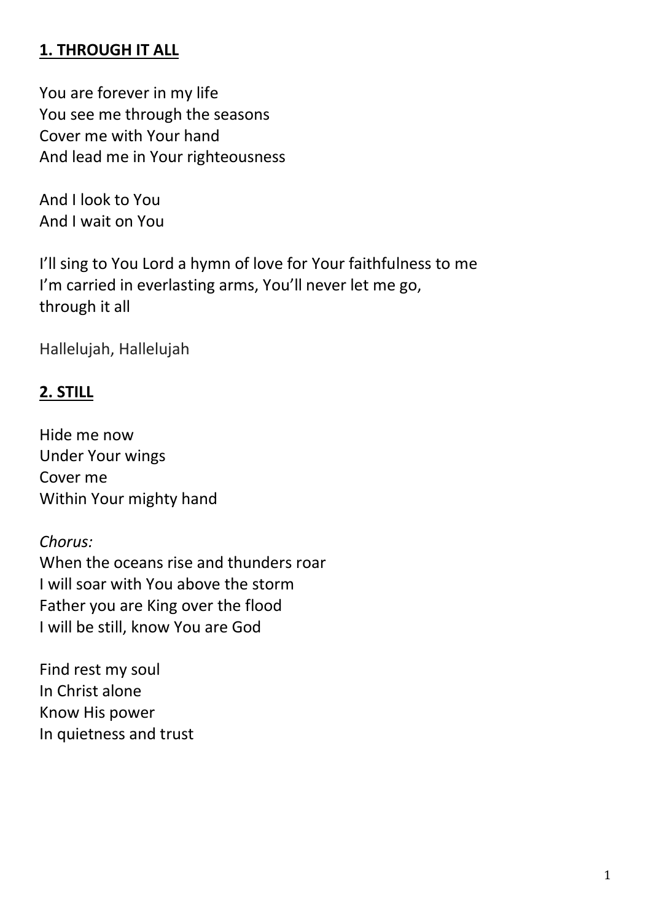## 1. THROUGH IT ALL

You are forever in my life
You see me through the seasons
Cover me with Your hand
And lead me in Your righteousness

And I look to You
And I wait on You

I'll sing to You Lord a hymn of love for Your faithfulness to me
I'm carried in everlasting arms, You'll never let me go,
through it all

Hallelujah, Hallelujah

## 2. STILL

Hide me now
Under Your wings
Cover me
Within Your mighty hand

*Chorus:*
When the oceans rise and thunders roar
I will soar with You above the storm
Father you are King over the flood
I will be still, know You are God

Find rest my soul
In Christ alone
Know His power
In quietness and trust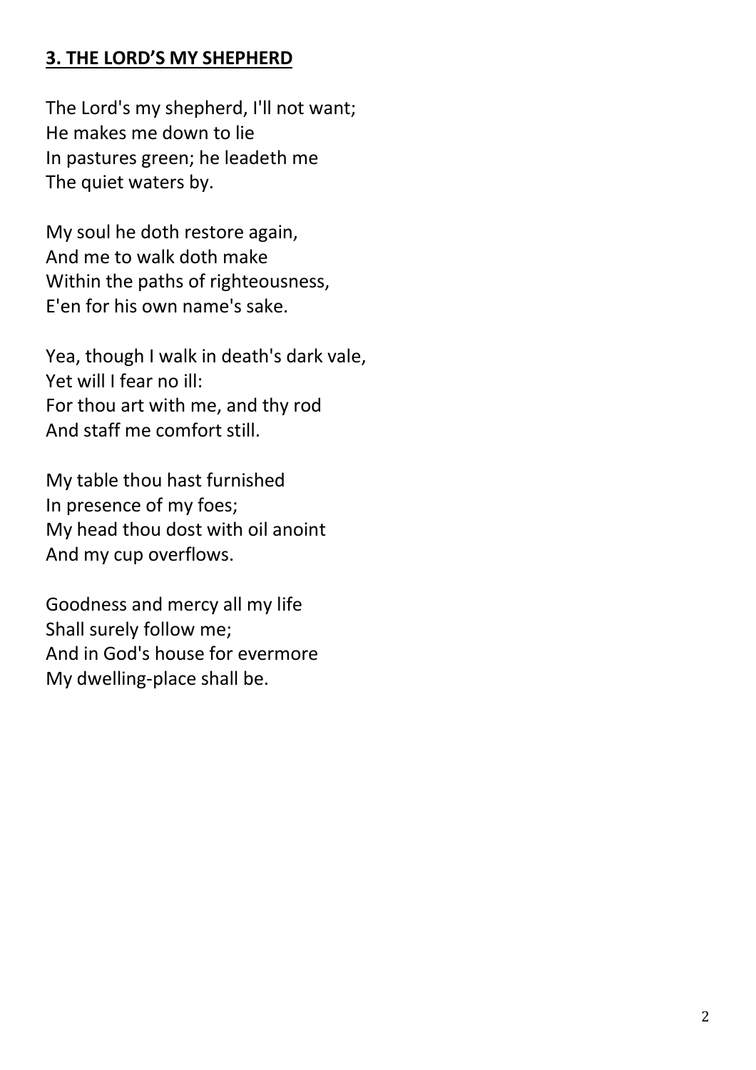## **3. THE LORD'S MY SHEPHERD**

The Lord's my shepherd, I'll not want;
He makes me down to lie
In pastures green; he leadeth me
The quiet waters by.

My soul he doth restore again,
And me to walk doth make
Within the paths of righteousness,
E'en for his own name's sake.

Yea, though I walk in death's dark vale,
Yet will I fear no ill:
For thou art with me, and thy rod
And staff me comfort still.

My table thou hast furnished
In presence of my foes;
My head thou dost with oil anoint
And my cup overflows.

Goodness and mercy all my life
Shall surely follow me;
And in God's house for evermore
My dwelling-place shall be.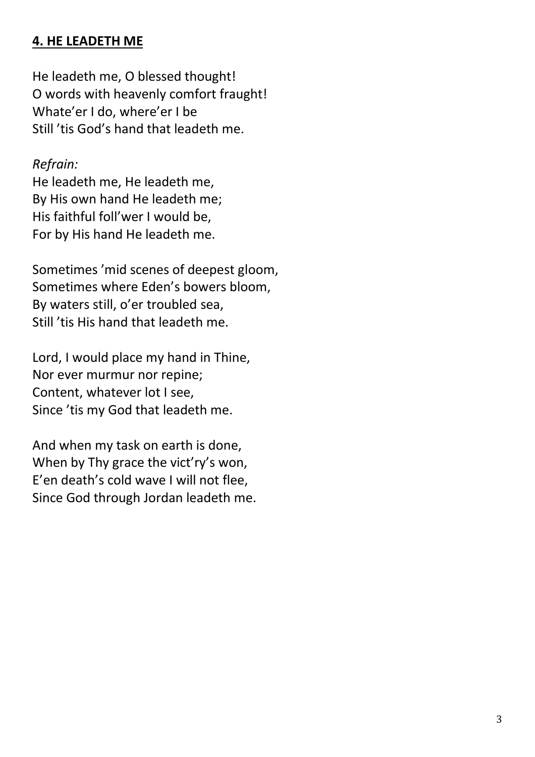## **4. HE LEADETH ME**

He leadeth me, O blessed thought!
O words with heavenly comfort fraught!
Whate'er I do, where'er I be
Still 'tis God's hand that leadeth me.

*Refrain:*
He leadeth me, He leadeth me,
By His own hand He leadeth me;
His faithful foll'wer I would be,
For by His hand He leadeth me.

Sometimes 'mid scenes of deepest gloom,
Sometimes where Eden's bowers bloom,
By waters still, o'er troubled sea,
Still 'tis His hand that leadeth me.

Lord, I would place my hand in Thine,
Nor ever murmur nor repine;
Content, whatever lot I see,
Since 'tis my God that leadeth me.

And when my task on earth is done,
When by Thy grace the vict'ry's won,
E'en death's cold wave I will not flee,
Since God through Jordan leadeth me.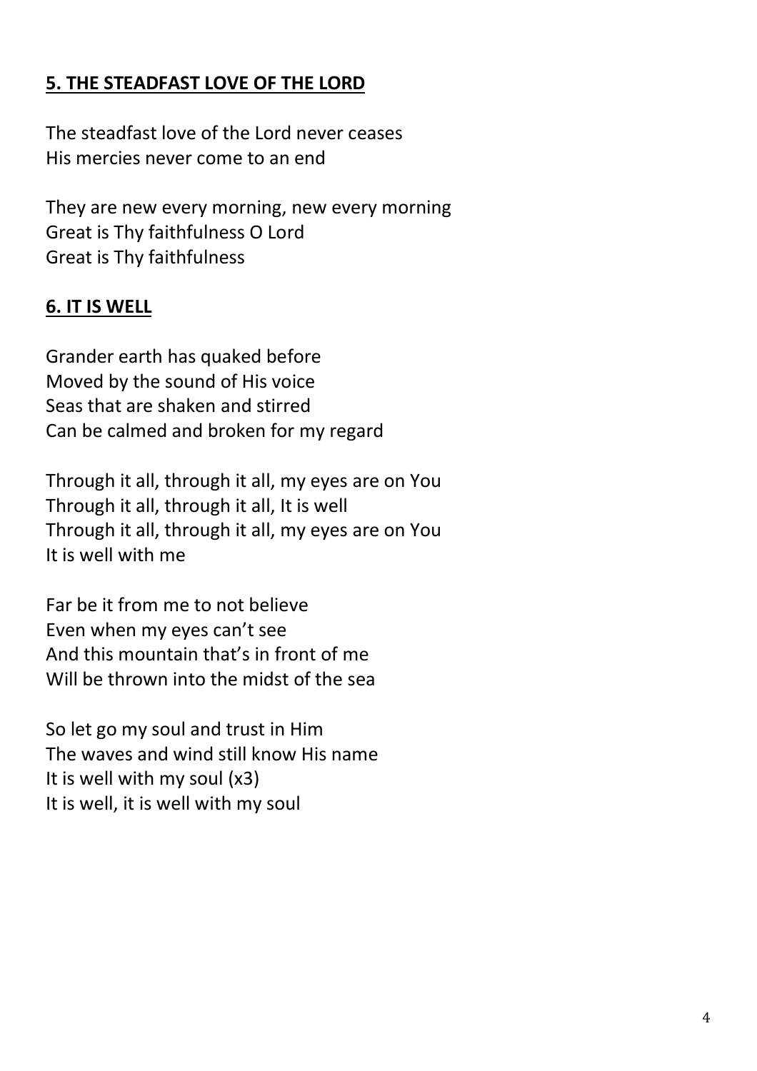## **5. THE STEADFAST LOVE OF THE LORD**

The steadfast love of the Lord never ceases
His mercies never come to an end

They are new every morning, new every morning
Great is Thy faithfulness O Lord
Great is Thy faithfulness

## **6. IT IS WELL**

Grander earth has quaked before
Moved by the sound of His voice
Seas that are shaken and stirred
Can be calmed and broken for my regard

Through it all, through it all, my eyes are on You
Through it all, through it all, It is well
Through it all, through it all, my eyes are on You
It is well with me

Far be it from me to not believe
Even when my eyes can't see
And this mountain that's in front of me
Will be thrown into the midst of the sea

So let go my soul and trust in Him
The waves and wind still know His name
It is well with my soul (x3)
It is well, it is well with my soul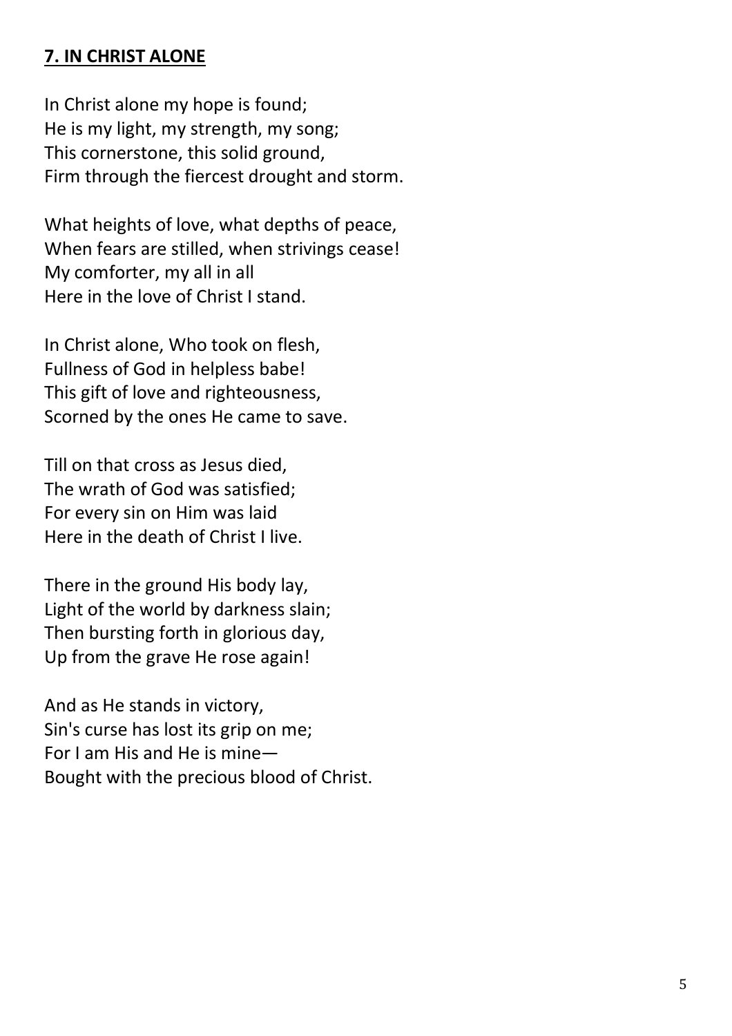**7. IN CHRIST ALONE**

In Christ alone my hope is found;
He is my light, my strength, my song;
This cornerstone, this solid ground,
Firm through the fiercest drought and storm.

What heights of love, what depths of peace,
When fears are stilled, when strivings cease!
My comforter, my all in all
Here in the love of Christ I stand.

In Christ alone, Who took on flesh,
Fullness of God in helpless babe!
This gift of love and righteousness,
Scorned by the ones He came to save.

Till on that cross as Jesus died,
The wrath of God was satisfied;
For every sin on Him was laid
Here in the death of Christ I live.

There in the ground His body lay,
Light of the world by darkness slain;
Then bursting forth in glorious day,
Up from the grave He rose again!

And as He stands in victory,
Sin's curse has lost its grip on me;
For I am His and He is mine—
Bought with the precious blood of Christ.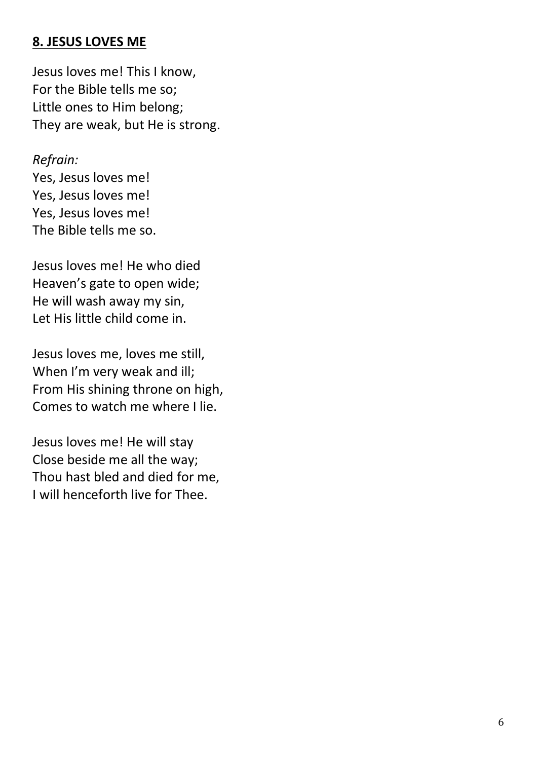## **8. JESUS LOVES ME**

Jesus loves me! This I know,
For the Bible tells me so;
Little ones to Him belong;
They are weak, but He is strong.

*Refrain:*
Yes, Jesus loves me!
Yes, Jesus loves me!
Yes, Jesus loves me!
The Bible tells me so.

Jesus loves me! He who died
Heaven's gate to open wide;
He will wash away my sin,
Let His little child come in.

Jesus loves me, loves me still,
When I'm very weak and ill;
From His shining throne on high,
Comes to watch me where I lie.

Jesus loves me! He will stay
Close beside me all the way;
Thou hast bled and died for me,
I will henceforth live for Thee.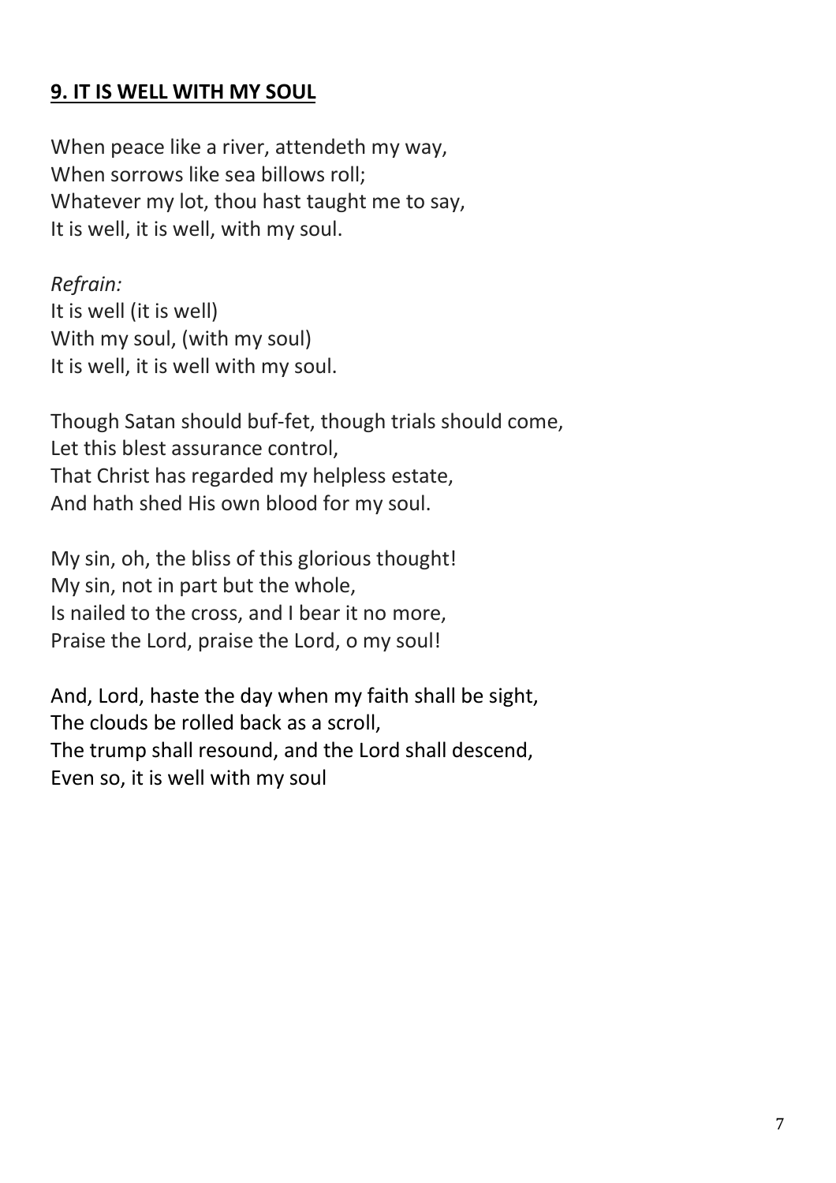## **9. IT IS WELL WITH MY SOUL**

When peace like a river, attendeth my way,
When sorrows like sea billows roll;
Whatever my lot, thou hast taught me to say,
It is well, it is well, with my soul.

*Refrain:*
It is well (it is well)
With my soul, (with my soul)
It is well, it is well with my soul.

Though Satan should buf-fet, though trials should come,
Let this blest assurance control,
That Christ has regarded my helpless estate,
And hath shed His own blood for my soul.

My sin, oh, the bliss of this glorious thought!
My sin, not in part but the whole,
Is nailed to the cross, and I bear it no more,
Praise the Lord, praise the Lord, o my soul!

And, Lord, haste the day when my faith shall be sight,
The clouds be rolled back as a scroll,
The trump shall resound, and the Lord shall descend,
Even so, it is well with my soul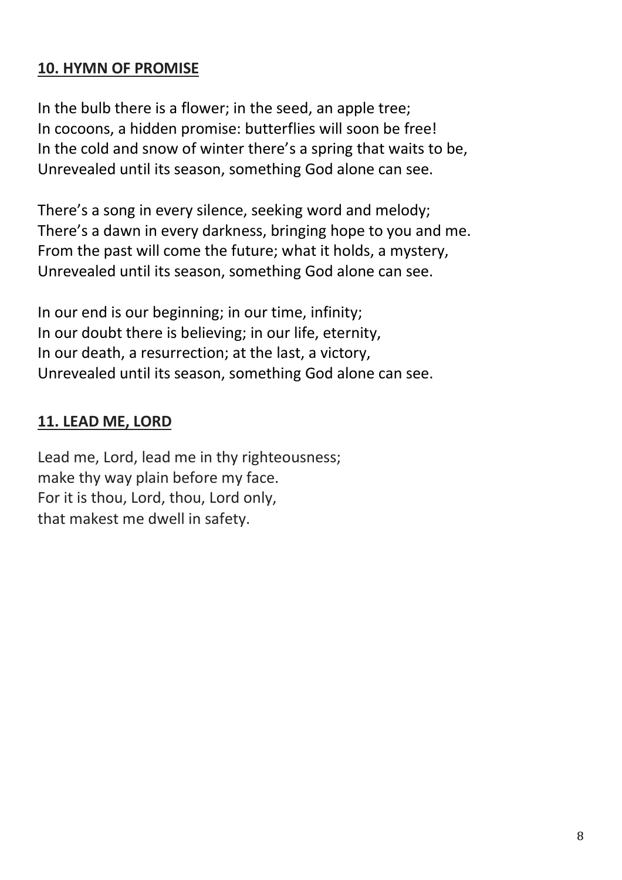**10. HYMN OF PROMISE**

In the bulb there is a flower; in the seed, an apple tree;
In cocoons, a hidden promise: butterflies will soon be free!
In the cold and snow of winter there's a spring that waits to be,
Unrevealed until its season, something God alone can see.

There's a song in every silence, seeking word and melody;
There's a dawn in every darkness, bringing hope to you and me.
From the past will come the future; what it holds, a mystery,
Unrevealed until its season, something God alone can see.

In our end is our beginning; in our time, infinity;
In our doubt there is believing; in our life, eternity,
In our death, a resurrection; at the last, a victory,
Unrevealed until its season, something God alone can see.

**11. LEAD ME, LORD**

Lead me, Lord, lead me in thy righteousness;
make thy way plain before my face.
For it is thou, Lord, thou, Lord only,
that makest me dwell in safety.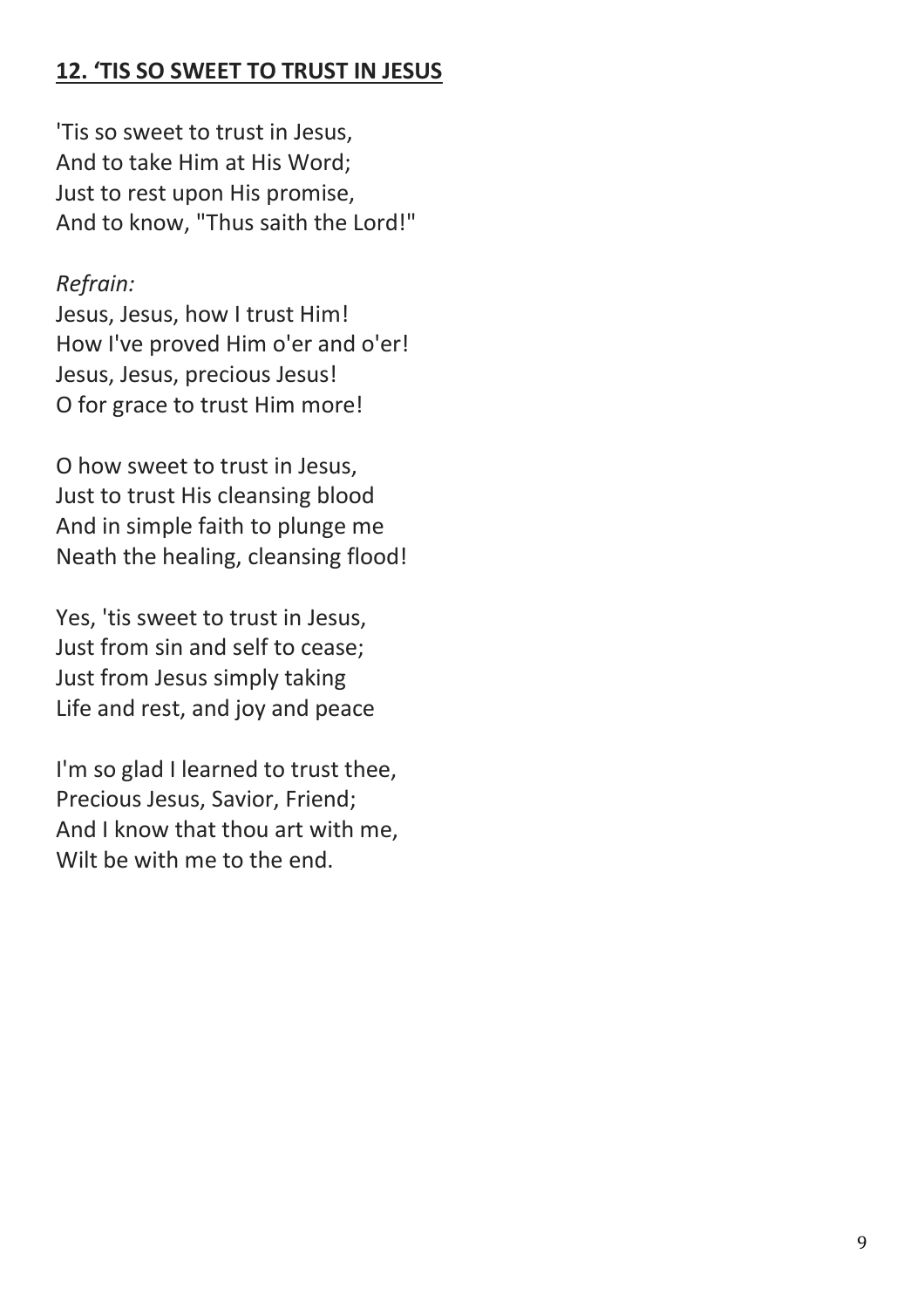## **12. 'TIS SO SWEET TO TRUST IN JESUS**

'Tis so sweet to trust in Jesus,
And to take Him at His Word;
Just to rest upon His promise,
And to know, "Thus saith the Lord!"

*Refrain:*
Jesus, Jesus, how I trust Him!
How I've proved Him o'er and o'er!
Jesus, Jesus, precious Jesus!
O for grace to trust Him more!

O how sweet to trust in Jesus,
Just to trust His cleansing blood
And in simple faith to plunge me
Neath the healing, cleansing flood!

Yes, 'tis sweet to trust in Jesus,
Just from sin and self to cease;
Just from Jesus simply taking
Life and rest, and joy and peace

I'm so glad I learned to trust thee,
Precious Jesus, Savior, Friend;
And I know that thou art with me,
Wilt be with me to the end.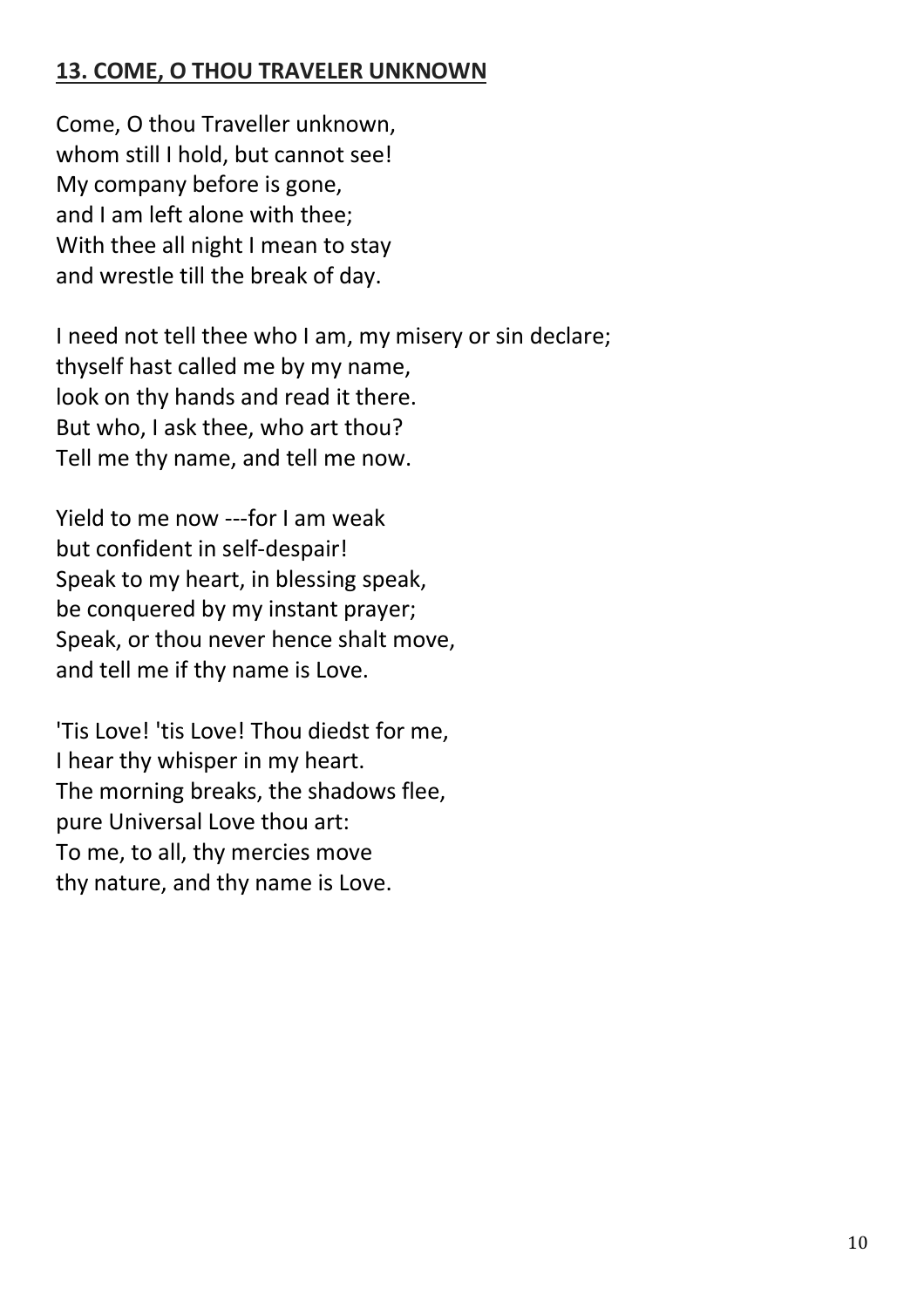**13. COME, O THOU TRAVELER UNKNOWN**

Come, O thou Traveller unknown,  
whom still I hold, but cannot see!  
My company before is gone,  
and I am left alone with thee;  
With thee all night I mean to stay  
and wrestle till the break of day.

I need not tell thee who I am, my misery or sin declare;  
thyself hast called me by my name,  
look on thy hands and read it there.  
But who, I ask thee, who art thou?  
Tell me thy name, and tell me now.

Yield to me now ---for I am weak  
but confident in self-despair!  
Speak to my heart, in blessing speak,  
be conquered by my instant prayer;  
Speak, or thou never hence shalt move,  
and tell me if thy name is Love.

'Tis Love! 'tis Love! Thou diedst for me,  
I hear thy whisper in my heart.  
The morning breaks, the shadows flee,  
pure Universal Love thou art:  
To me, to all, thy mercies move  
thy nature, and thy name is Love.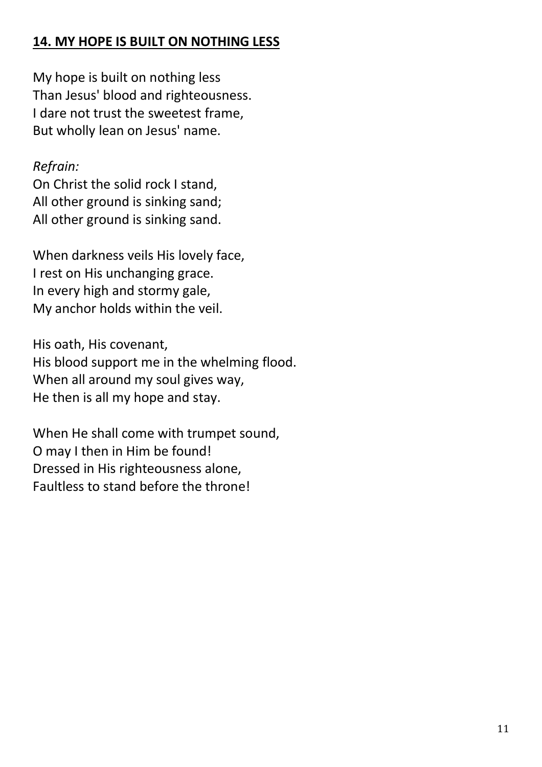## **14. MY HOPE IS BUILT ON NOTHING LESS**

My hope is built on nothing less
Than Jesus' blood and righteousness.
I dare not trust the sweetest frame,
But wholly lean on Jesus' name.

*Refrain:*
On Christ the solid rock I stand,
All other ground is sinking sand;
All other ground is sinking sand.

When darkness veils His lovely face,
I rest on His unchanging grace.
In every high and stormy gale,
My anchor holds within the veil.

His oath, His covenant,
His blood support me in the whelming flood.
When all around my soul gives way,
He then is all my hope and stay.

When He shall come with trumpet sound,
O may I then in Him be found!
Dressed in His righteousness alone,
Faultless to stand before the throne!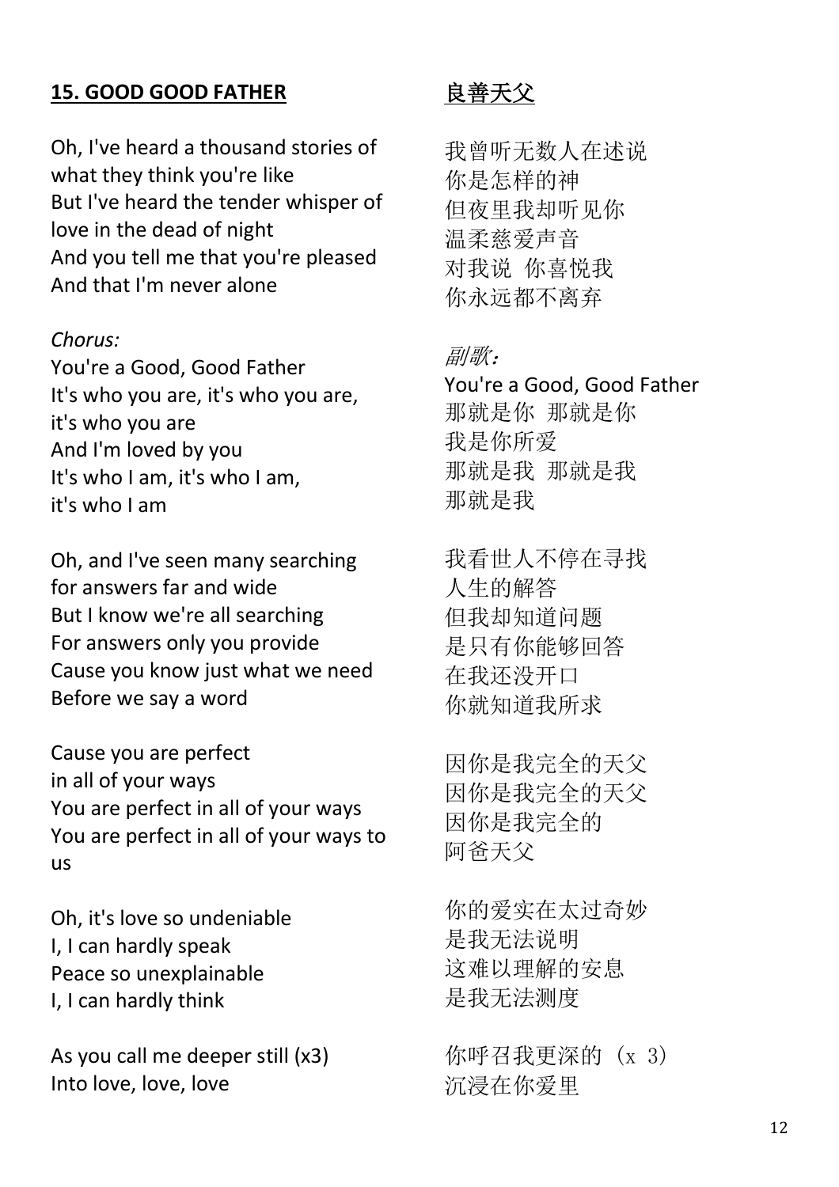## 15. GOOD GOOD FATHER

Oh, I've heard a thousand stories of
what they think you're like
But I've heard the tender whisper of
love in the dead of night
And you tell me that you're pleased
And that I'm never alone

*Chorus:*
You're a Good, Good Father
It's who you are, it's who you are,
it's who you are
And I'm loved by you
It's who I am, it's who I am,
it's who I am

Oh, and I've seen many searching
for answers far and wide
But I know we're all searching
For answers only you provide
Cause you know just what we need
Before we say a word

Cause you are perfect
in all of your ways
You are perfect in all of your ways
You are perfect in all of your ways to
us

Oh, it's love so undeniable
I, I can hardly speak
Peace so unexplainable
I, I can hardly think

As you call me deeper still (x3)
Into love, love, love

## 良善天父

我曾听无数人在述说
你是怎样的神
但夜里我却听见你
温柔慈爱声音
对我说 你喜悦我
你永远都不离弃

*副歌：*
You're a Good, Good Father
那就是你 那就是你
我是你所爱
那就是我 那就是我
那就是我

我看世人不停在寻找
人生的解答
但我却知道问题
是只有你能够回答
在我还没开口
你就知道我所求

因你是我完全的天父
因你是我完全的天父
因你是我完全的
阿爸天父

你的爱实在太过奇妙
是我无法说明
这难以理解的安息
是我无法测度

你呼召我更深的（x 3）
沉浸在你爱里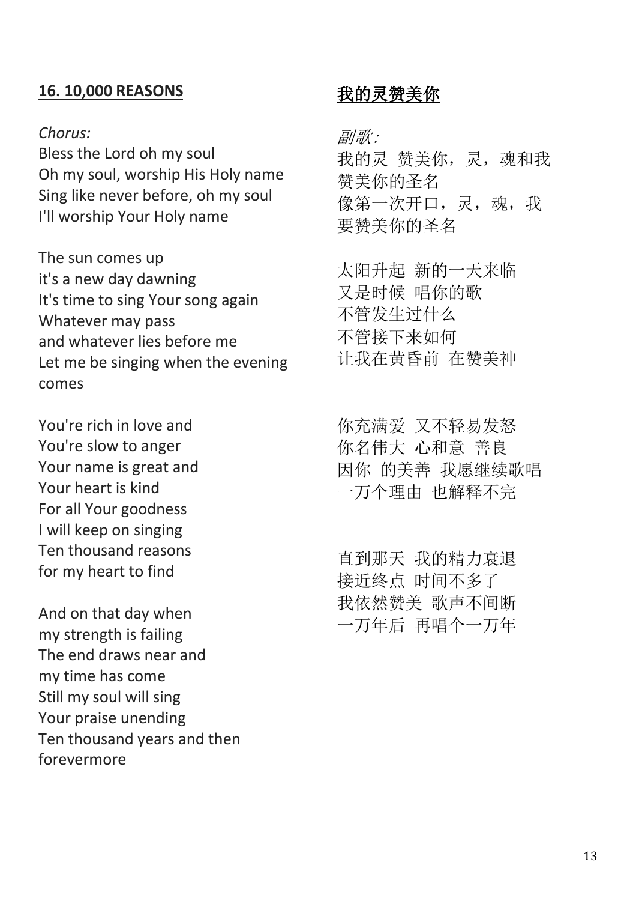## **16. 10,000 REASONS**

*Chorus:*
Bless the Lord oh my soul
Oh my soul, worship His Holy name
Sing like never before, oh my soul
I'll worship Your Holy name

The sun comes up
it's a new day dawning
It's time to sing Your song again
Whatever may pass
and whatever lies before me
Let me be singing when the evening comes

You're rich in love and
You're slow to anger
Your name is great and
Your heart is kind
For all Your goodness
I will keep on singing
Ten thousand reasons
for my heart to find

And on that day when
my strength is failing
The end draws near and
my time has come
Still my soul will sing
Your praise unending
Ten thousand years and then
forevermore

## **我的灵赞美你**

*副歌:*
我的灵 赞美你，灵，魂和我
赞美你的圣名
像第一次开口，灵，魂，我
要赞美你的圣名

太阳升起 新的一天来临
又是时候 唱你的歌
不管发生过什么
不管接下来如何
让我在黄昏前 在赞美神

你充满爱 又不轻易发怒
你名伟大 心和意 善良
因你 的美善 我愿继续歌唱
一万个理由 也解释不完

直到那天 我的精力衰退
接近终点 时间不多了
我依然赞美 歌声不间断
一万年后 再唱个一万年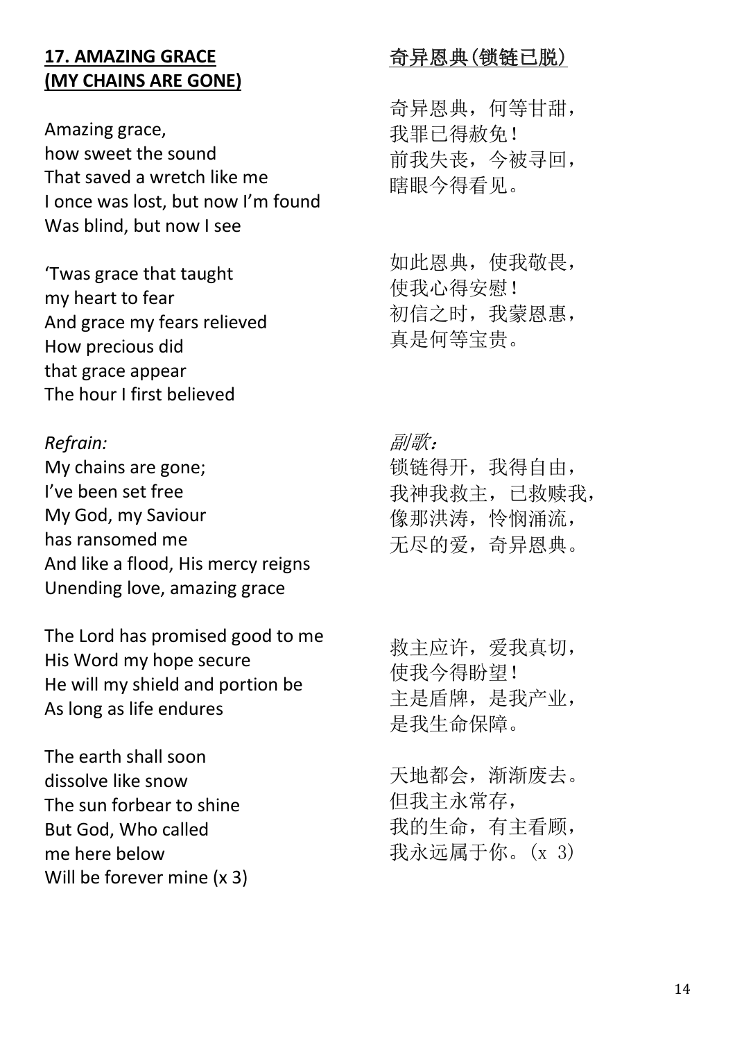## 17. AMAZING GRACE (MY CHAINS ARE GONE)

Amazing grace,
how sweet the sound
That saved a wretch like me
I once was lost, but now I'm found
Was blind, but now I see

'Twas grace that taught
my heart to fear
And grace my fears relieved
How precious did
that grace appear
The hour I first believed

*Refrain:*
My chains are gone;
I've been set free
My God, my Saviour
has ransomed me
And like a flood, His mercy reigns
Unending love, amazing grace

The Lord has promised good to me
His Word my hope secure
He will my shield and portion be
As long as life endures

The earth shall soon
dissolve like snow
The sun forbear to shine
But God, Who called
me here below
Will be forever mine (x 3)

## 奇异恩典(锁链已脱)

奇异恩典，何等甘甜，
我罪已得赦免！
前我失丧，今被寻回，
瞎眼今得看见。

如此恩典，使我敬畏，
使我心得安慰！
初信之时，我蒙恩惠，
真是何等宝贵。

*副歌：*
锁链得开，我得自由，
我神我救主，已救赎我，
像那洪涛，怜悯涌流，
无尽的爱，奇异恩典。

救主应许，爱我真切，
使我今得盼望！
主是盾牌，是我产业，
是我生命保障。

天地都会，渐渐废去。
但我主永常存，
我的生命，有主看顾，
我永远属于你。(x 3)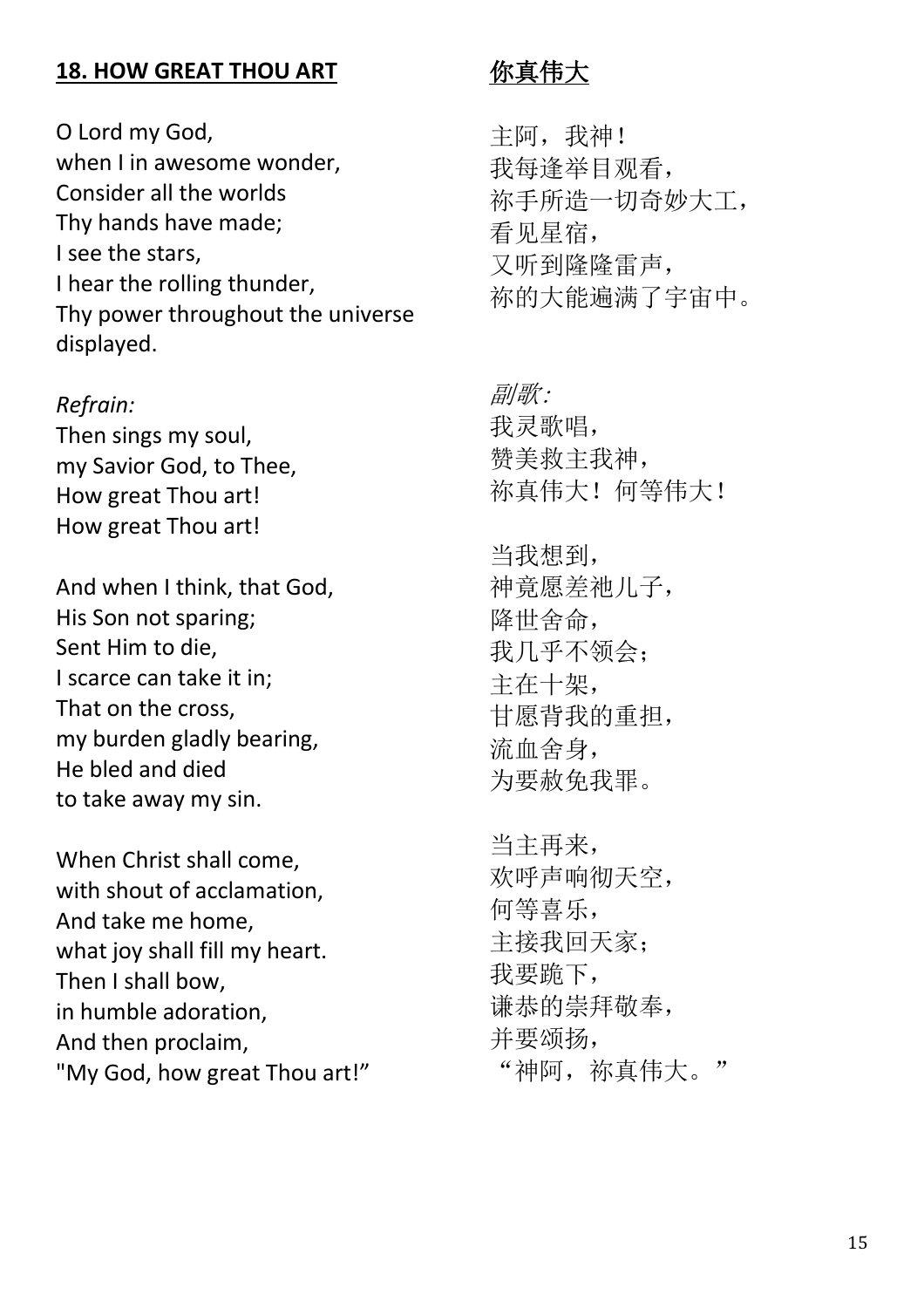## **18. HOW GREAT THOU ART**

O Lord my God,
when I in awesome wonder,
Consider all the worlds
Thy hands have made;
I see the stars,
I hear the rolling thunder,
Thy power throughout the universe displayed.

*Refrain:*
Then sings my soul,
my Savior God, to Thee,
How great Thou art!
How great Thou art!

And when I think, that God,
His Son not sparing;
Sent Him to die,
I scarce can take it in;
That on the cross,
my burden gladly bearing,
He bled and died
to take away my sin.

When Christ shall come,
with shout of acclamation,
And take me home,
what joy shall fill my heart.
Then I shall bow,
in humble adoration,
And then proclaim,
"My God, how great Thou art!"

## **你真伟大**

主阿，我神！
我每逢举目观看，
祢手所造一切奇妙大工，
看见星宿，
又听到隆隆雷声，
祢的大能遍满了宇宙中。

*副歌:*
我灵歌唱，
赞美救主我神，
祢真伟大！何等伟大！

当我想到，
神竟愿差祂儿子，
降世舍命，
我几乎不领会；
主在十架，
甘愿背我的重担，
流血舍身，
为要赦免我罪。

当主再来，
欢呼声响彻天空，
何等喜乐，
主接我回天家；
我要跪下，
谦恭的崇拜敬奉，
并要颂扬，
"神阿，祢真伟大。"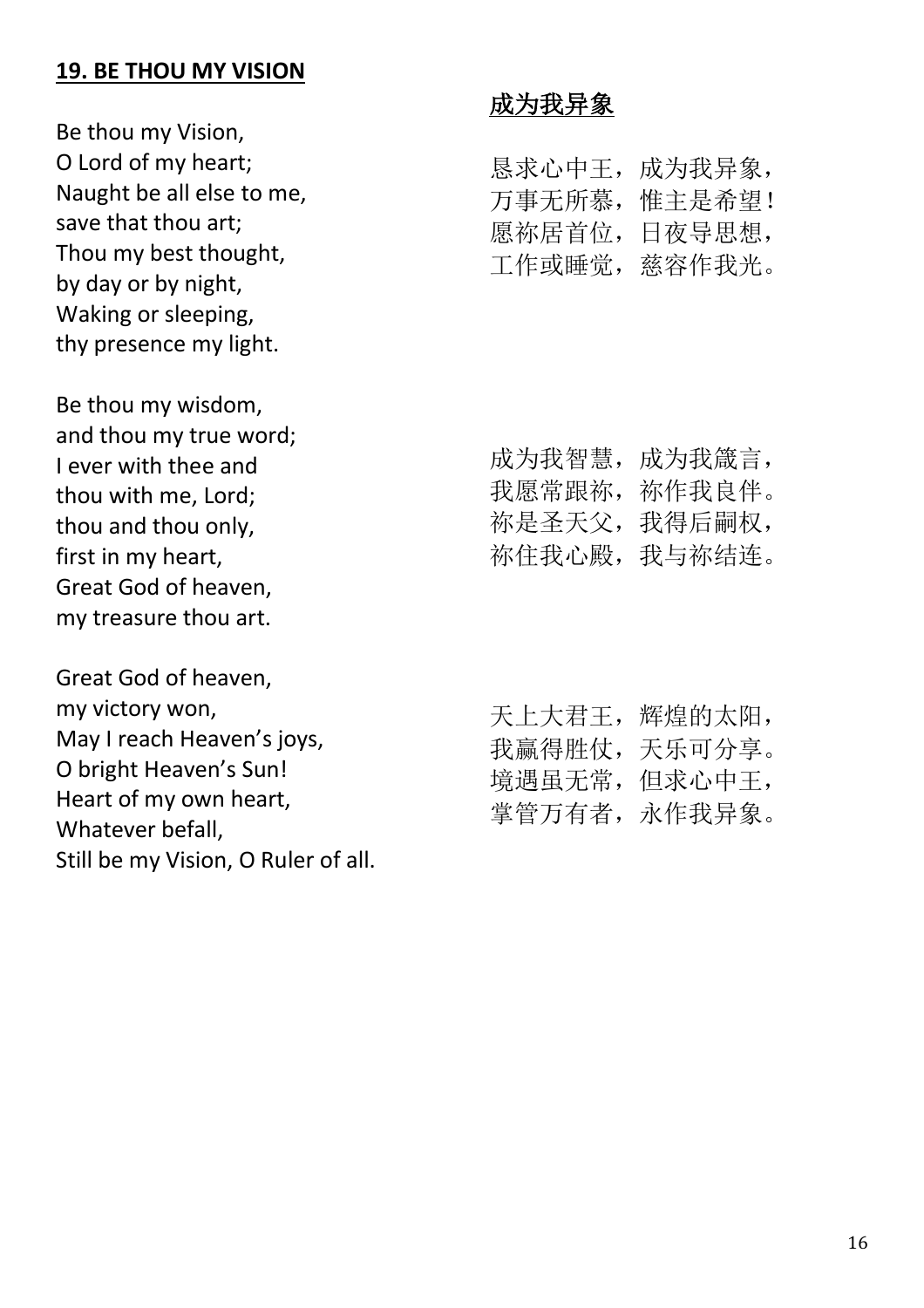## 19. BE THOU MY VISION

Be thou my Vision,
O Lord of my heart;
Naught be all else to me,
save that thou art;
Thou my best thought,
by day or by night,
Waking or sleeping,
thy presence my light.

Be thou my wisdom,
and thou my true word;
I ever with thee and
thou with me, Lord;
thou and thou only,
first in my heart,
Great God of heaven,
my treasure thou art.

Great God of heaven,
my victory won,
May I reach Heaven's joys,
O bright Heaven's Sun!
Heart of my own heart,
Whatever befall,
Still be my Vision, O Ruler of all.

## 成为我异象

恳求心中王，成为我异象，
万事无所慕，惟主是希望！
愿祢居首位，日夜导思想，
工作或睡觉，慈容作我光。

成为我智慧，成为我箴言，
我愿常跟祢，祢作我良伴。
祢是圣天父，我得后嗣权，
祢住我心殿，我与祢结连。

天上大君王，辉煌的太阳，
我赢得胜仗，天乐可分享。
境遇虽无常，但求心中王，
掌管万有者，永作我异象。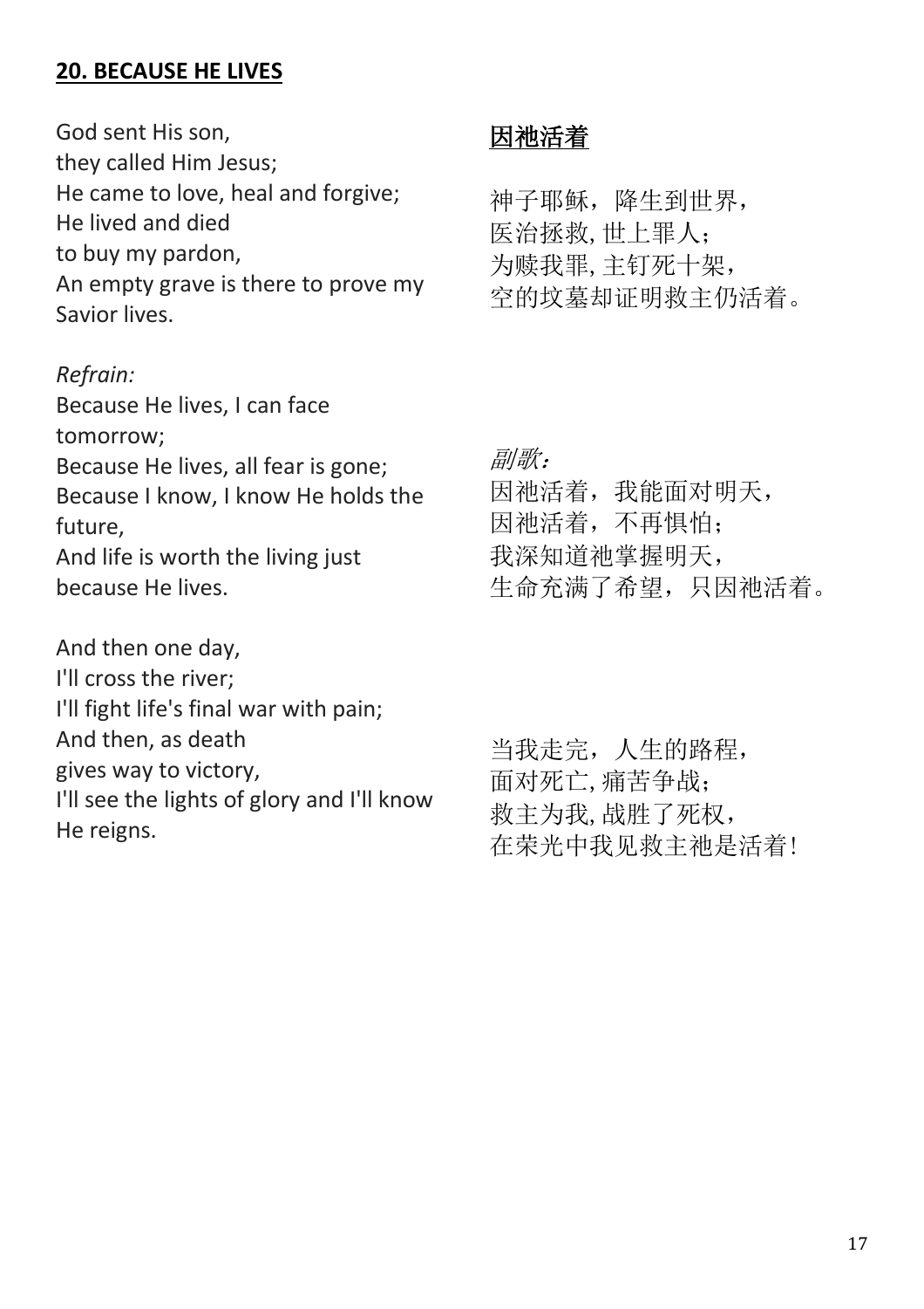**<u>20. BECAUSE HE LIVES</u>**

God sent His son,
they called Him Jesus;
He came to love, heal and forgive;
He lived and died
to buy my pardon,
An empty grave is there to prove my Savior lives.

*Refrain:*
Because He lives, I can face tomorrow;
Because He lives, all fear is gone;
Because I know, I know He holds the future,
And life is worth the living just because He lives.

And then one day,
I'll cross the river;
I'll fight life's final war with pain;
And then, as death
gives way to victory,
I'll see the lights of glory and I'll know He reigns.

<u>因祂活着</u>

神子耶稣，降生到世界，
医治拯救, 世上罪人；
为赎我罪, 主钉死十架，
空的坟墓却证明救主仍活着。

*副歌：*
因祂活着，我能面对明天，
因祂活着，不再惧怕；
我深知道祂掌握明天，
生命充满了希望，只因祂活着。

当我走完，人生的路程，
面对死亡, 痛苦争战；
救主为我, 战胜了死权，
在荣光中我见救主祂是活着!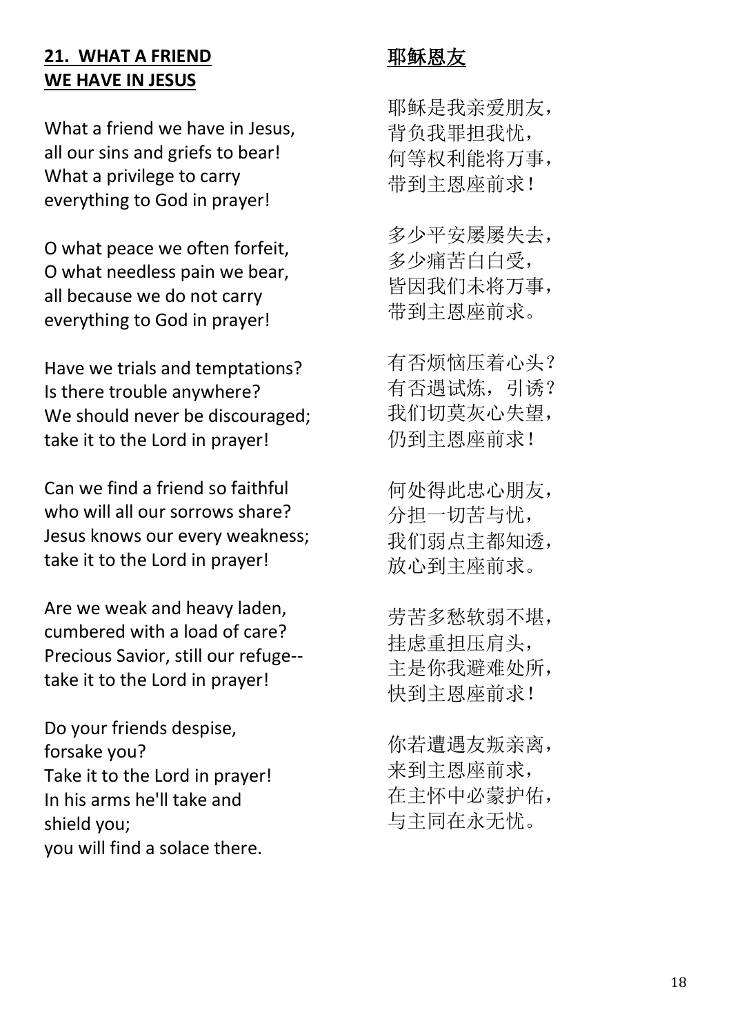## 21. WHAT A FRIEND WE HAVE IN JESUS

What a friend we have in Jesus,
all our sins and griefs to bear!
What a privilege to carry
everything to God in prayer!

O what peace we often forfeit,
O what needless pain we bear,
all because we do not carry
everything to God in prayer!

Have we trials and temptations?
Is there trouble anywhere?
We should never be discouraged;
take it to the Lord in prayer!

Can we find a friend so faithful
who will all our sorrows share?
Jesus knows our every weakness;
take it to the Lord in prayer!

Are we weak and heavy laden,
cumbered with a load of care?
Precious Savior, still our refuge--
take it to the Lord in prayer!

Do your friends despise,
forsake you?
Take it to the Lord in prayer!
In his arms he'll take and
shield you;
you will find a solace there.

## 耶稣恩友

耶稣是我亲爱朋友，
背负我罪担我忧，
何等权利能将万事，
带到主恩座前求！

多少平安屡屡失去，
多少痛苦白白受，
皆因我们未将万事，
带到主恩座前求。

有否烦恼压着心头？
有否遇试炼，引诱？
我们切莫灰心失望，
仍到主恩座前求！

何处得此忠心朋友，
分担一切苦与忧，
我们弱点主都知透，
放心到主座前求。

劳苦多愁软弱不堪，
挂虑重担压肩头，
主是你我避难处所，
快到主恩座前求！

你若遭遇友叛亲离，
来到主恩座前求，
在主怀中必蒙护佑，
与主同在永无忧。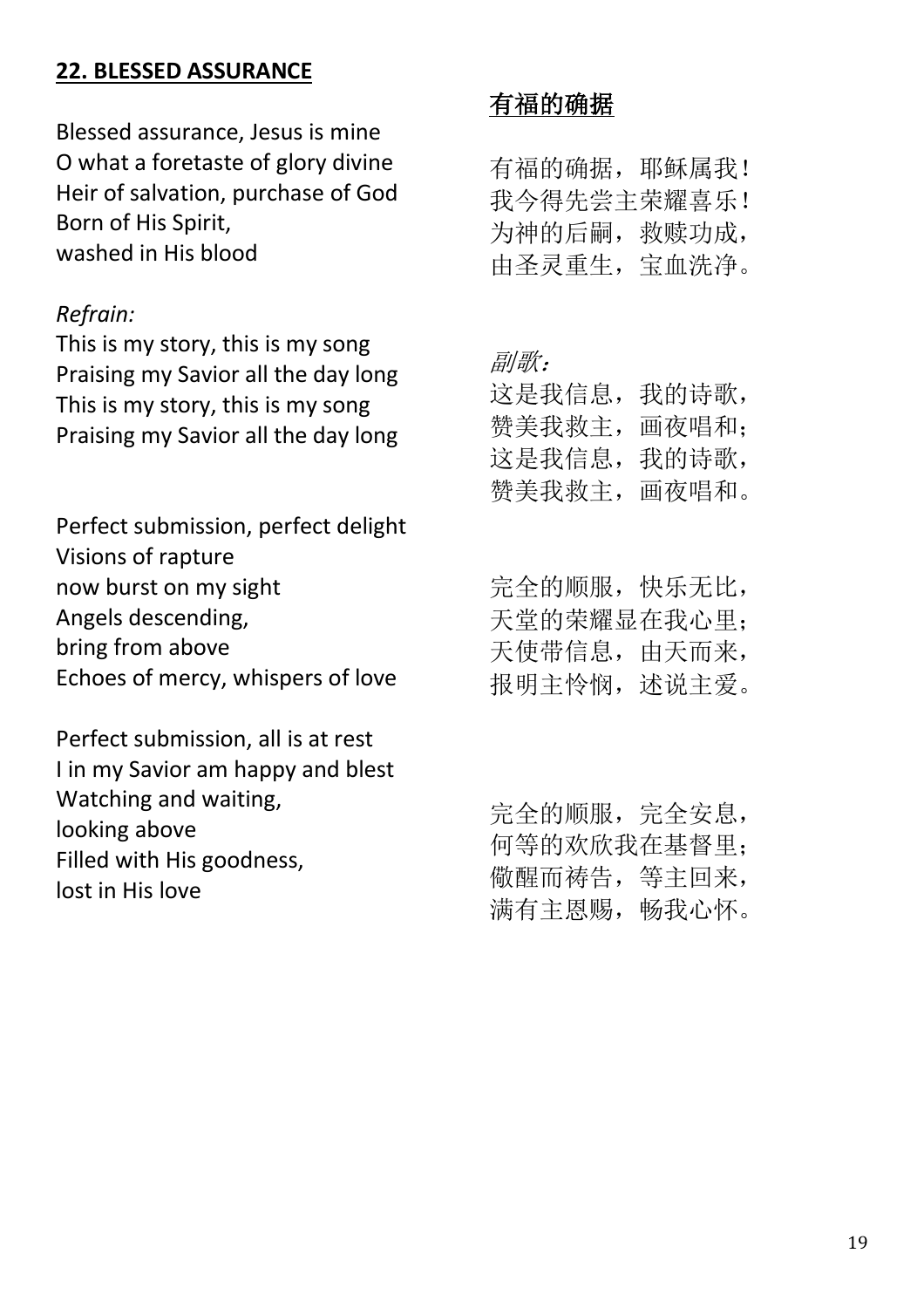## 22. BLESSED ASSURANCE

Blessed assurance, Jesus is mine
O what a foretaste of glory divine
Heir of salvation, purchase of God
Born of His Spirit,
washed in His blood

*Refrain:*
This is my story, this is my song
Praising my Savior all the day long
This is my story, this is my song
Praising my Savior all the day long

Perfect submission, perfect delight
Visions of rapture
now burst on my sight
Angels descending,
bring from above
Echoes of mercy, whispers of love

Perfect submission, all is at rest
I in my Savior am happy and blest
Watching and waiting,
looking above
Filled with His goodness,
lost in His love

## 有福的确据

有福的确据，耶稣属我！
我今得先尝主荣耀喜乐！
为神的后嗣，救赎功成，
由圣灵重生，宝血洗净。

*副歌：*
这是我信息，我的诗歌，
赞美我救主，画夜唱和；
这是我信息，我的诗歌，
赞美我救主，画夜唱和。

完全的顺服，快乐无比，
天堂的荣耀显在我心里；
天使带信息，由天而来，
报明主怜悯，述说主爱。

完全的顺服，完全安息，
何等的欢欣我在基督里；
儆醒而祷告，等主回来，
满有主恩赐，畅我心怀。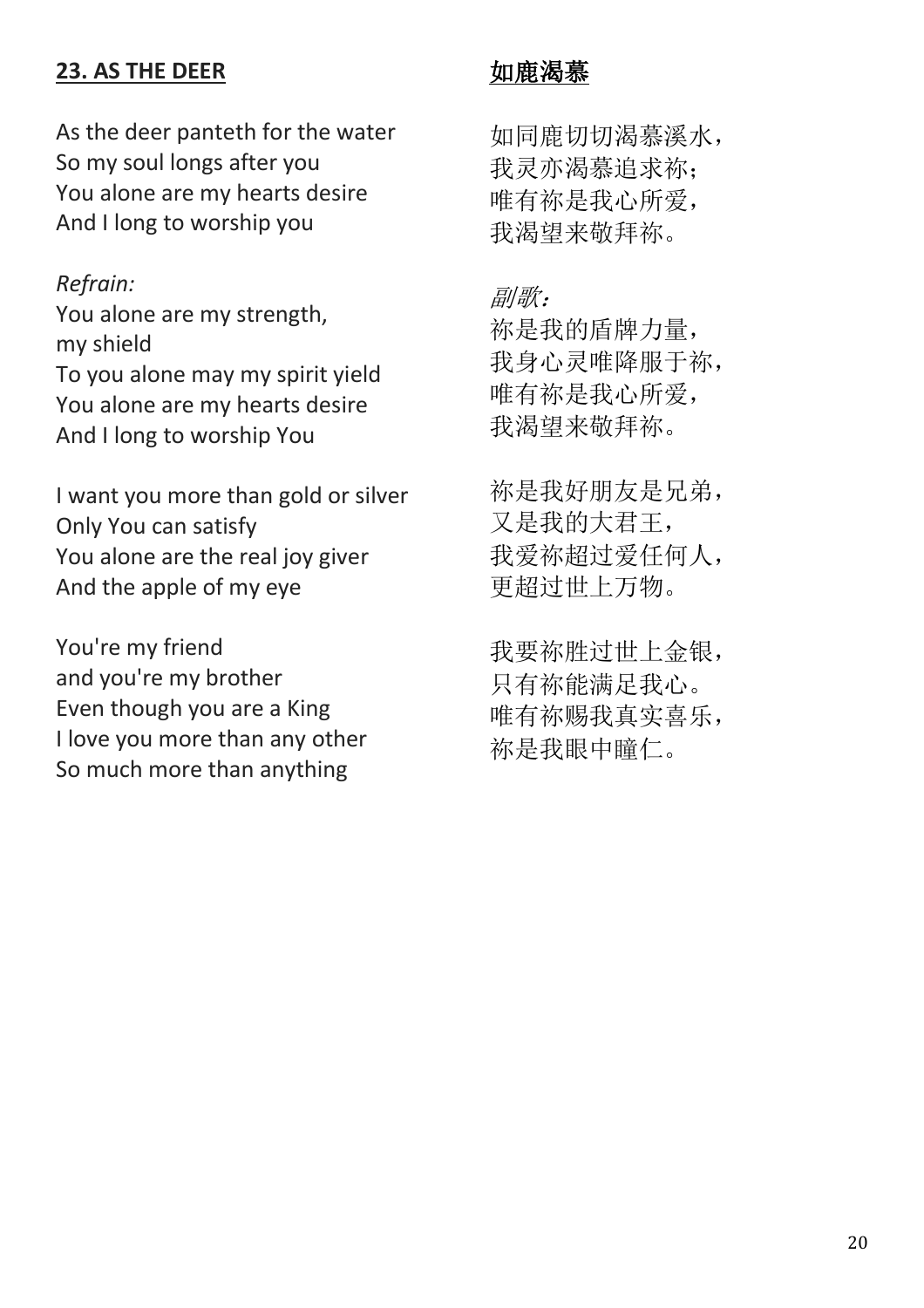## 23. AS THE DEER

As the deer panteth for the water
So my soul longs after you
You alone are my hearts desire
And I long to worship you

*Refrain:*
You alone are my strength,
my shield
To you alone may my spirit yield
You alone are my hearts desire
And I long to worship You

I want you more than gold or silver
Only You can satisfy
You alone are the real joy giver
And the apple of my eye

You're my friend
and you're my brother
Even though you are a King
I love you more than any other
So much more than anything

## 如鹿渴慕

如同鹿切切渴慕溪水，
我灵亦渴慕追求祢；
唯有祢是我心所爱，
我渴望来敬拜祢。

*副歌：*
祢是我的盾牌力量，
我身心灵唯降服于祢，
唯有祢是我心所爱，
我渴望来敬拜祢。

祢是我好朋友是兄弟，
又是我的大君王，
我爱祢超过爱任何人，
更超过世上万物。

我要祢胜过世上金银，
只有祢能满足我心。
唯有祢赐我真实喜乐，
祢是我眼中瞳仁。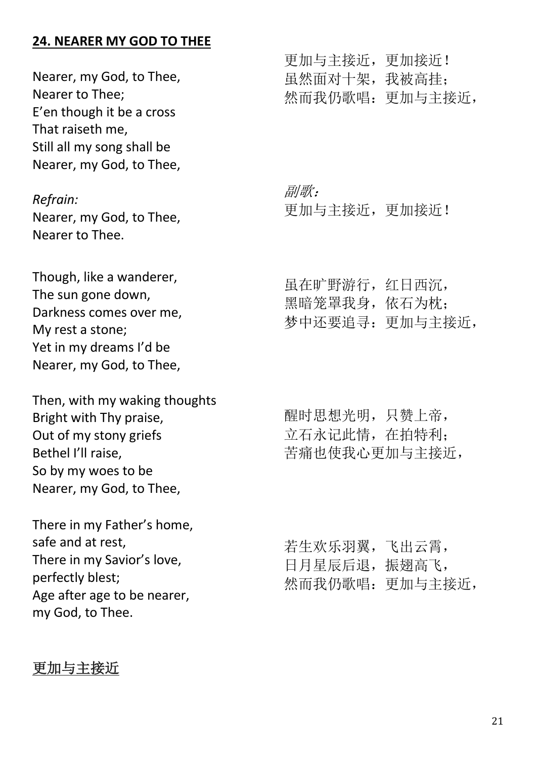**24. NEARER MY GOD TO THEE**

Nearer, my God, to Thee,
Nearer to Thee;
E'en though it be a cross
That raiseth me,
Still all my song shall be
Nearer, my God, to Thee,

*Refrain:*
Nearer, my God, to Thee,
Nearer to Thee.

Though, like a wanderer,
The sun gone down,
Darkness comes over me,
My rest a stone;
Yet in my dreams I'd be
Nearer, my God, to Thee,

Then, with my waking thoughts
Bright with Thy praise,
Out of my stony griefs
Bethel I'll raise,
So by my woes to be
Nearer, my God, to Thee,

There in my Father's home,
safe and at rest,
There in my Savior's love,
perfectly blest;
Age after age to be nearer,
my God, to Thee.

更加与主接近，更加接近！
虽然面对十架，我被高挂；
然而我仍歌唱：更加与主接近，

*副歌：*
更加与主接近，更加接近！

虽在旷野游行，红日西沉，
黑暗笼罩我身，依石为枕；
梦中还要追寻：更加与主接近，

醒时思想光明，只赞上帝，
立石永记此情，在拍特利；
苦痛也使我心更加与主接近，

若生欢乐羽翼，飞出云霄，
日月星辰后退，振翅高飞，
然而我仍歌唱：更加与主接近，

<u>更加与主接近</u>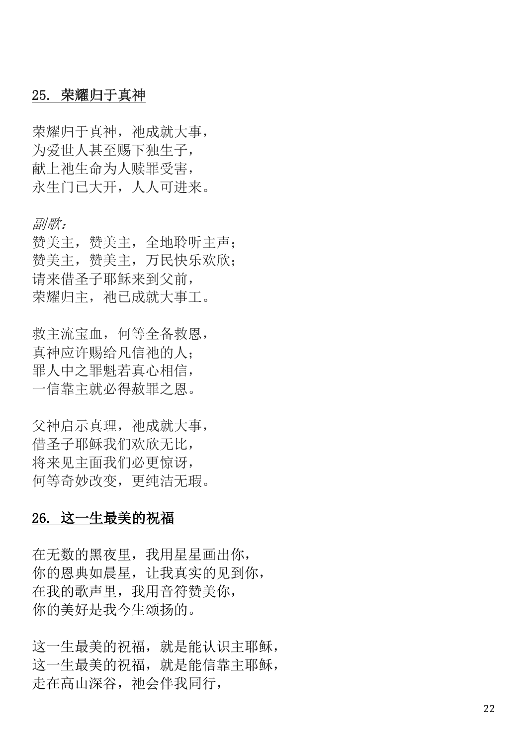## 25. 荣耀归于真神

荣耀归于真神，祂成就大事，
为爱世人甚至赐下独生子，
献上祂生命为人赎罪受害，
永生门已大开，人人可进来。

*副歌：*
赞美主，赞美主，全地聆听主声；
赞美主，赞美主，万民快乐欢欣；
请来借圣子耶稣来到父前，
荣耀归主，祂已成就大事工。

救主流宝血，何等全备救恩，
真神应许赐给凡信祂的人；
罪人中之罪魁若真心相信，
一信靠主就必得赦罪之恩。

父神启示真理，祂成就大事，
借圣子耶稣我们欢欣无比，
将来见主面我们必更惊讶，
何等奇妙改变，更纯洁无瑕。

## 26. 这一生最美的祝福

在无数的黑夜里，我用星星画出你，
你的恩典如晨星，让我真实的见到你，
在我的歌声里，我用音符赞美你，
你的美好是我今生颂扬的。

这一生最美的祝福，就是能认识主耶稣，
这一生最美的祝福，就是能信靠主耶稣，
走在高山深谷，祂会伴我同行，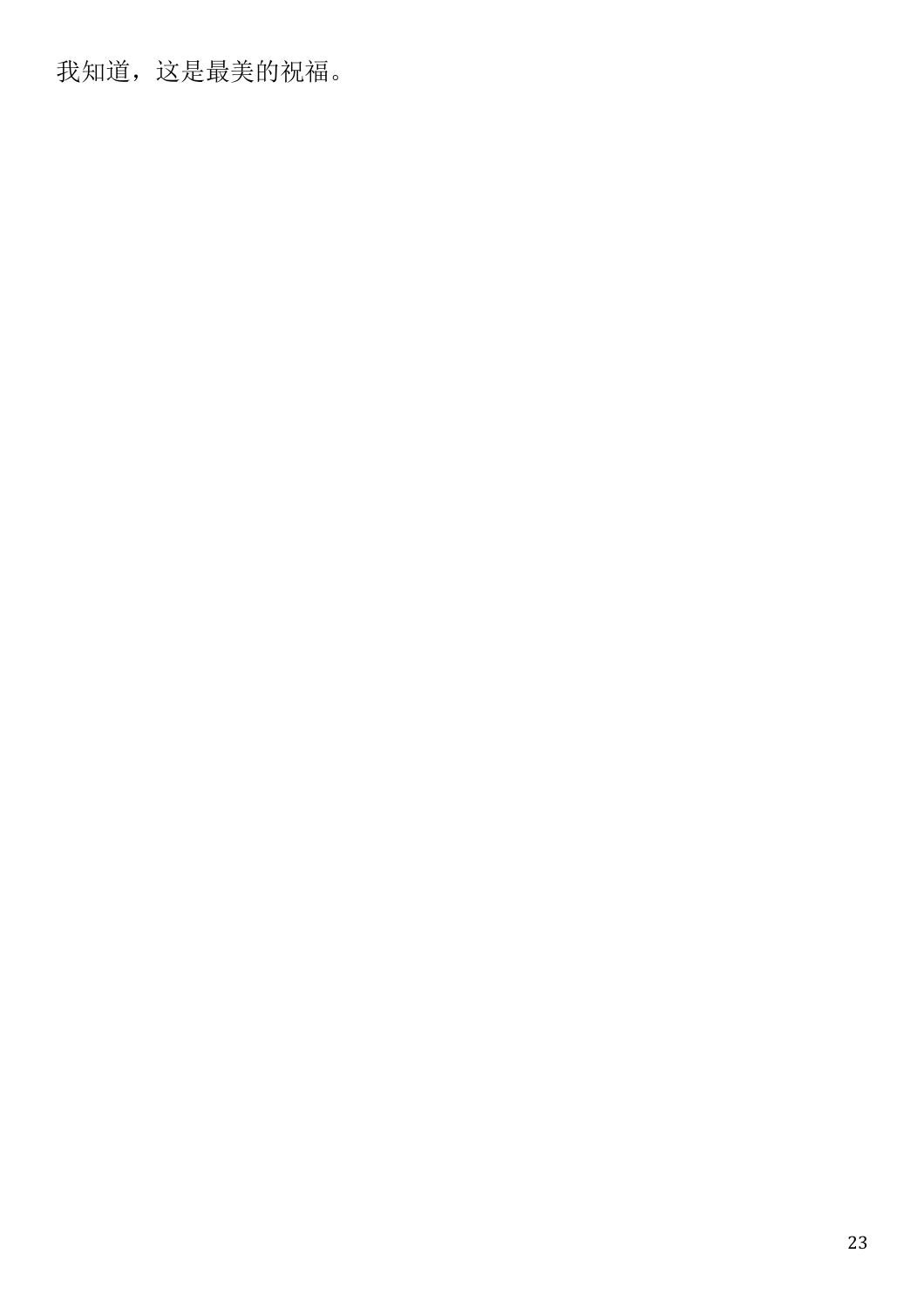我知道，这是最美的祝福。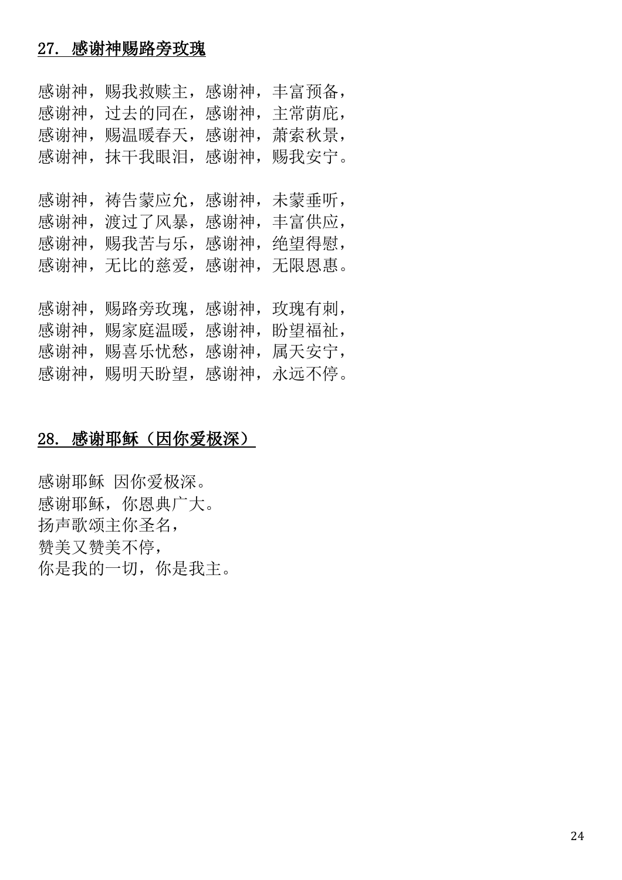## 27. 感谢神赐路旁玫瑰

感谢神，赐我救赎主，感谢神，丰富预备，
感谢神，过去的同在，感谢神，主常荫庇，
感谢神，赐温暖春天，感谢神，萧索秋景，
感谢神，抹干我眼泪，感谢神，赐我安宁。

感谢神，祷告蒙应允，感谢神，未蒙垂听，
感谢神，渡过了风暴，感谢神，丰富供应，
感谢神，赐我苦与乐，感谢神，绝望得慰，
感谢神，无比的慈爱，感谢神，无限恩惠。

感谢神，赐路旁玫瑰，感谢神，玫瑰有刺，
感谢神，赐家庭温暖，感谢神，盼望福祉，
感谢神，赐喜乐忧愁，感谢神，属天安宁，
感谢神，赐明天盼望，感谢神，永远不停。

## 28. 感谢耶稣（因你爱极深）

感谢耶稣 因你爱极深。
感谢耶稣，你恩典广大。
扬声歌颂主你圣名，
赞美又赞美不停，
你是我的一切，你是我主。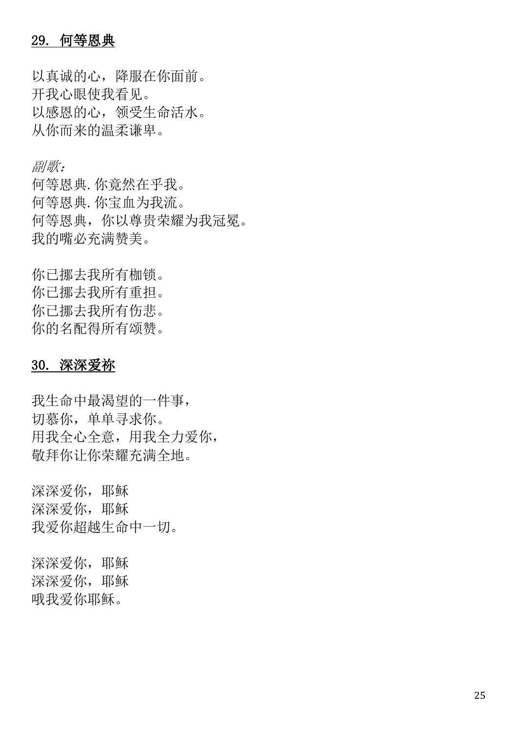## 29. 何等恩典

以真诚的心，降服在你面前。
开我心眼使我看见。
以感恩的心，领受生命活水。
从你而来的温柔谦卑。

*副歌：*
何等恩典. 你竟然在乎我。
何等恩典. 你宝血为我流。
何等恩典，你以尊贵荣耀为我冠冕。
我的嘴必充满赞美。

你已挪去我所有枷锁。
你已挪去我所有重担。
你已挪去我所有伤悲。
你的名配得所有颂赞。

## 30. 深深爱祢

我生命中最渴望的一件事，
切慕你，单单寻求你。
用我全心全意，用我全力爱你，
敬拜你让你荣耀充满全地。

深深爱你，耶稣
深深爱你，耶稣
我爱你超越生命中一切。

深深爱你，耶稣
深深爱你，耶稣
哦我爱你耶稣。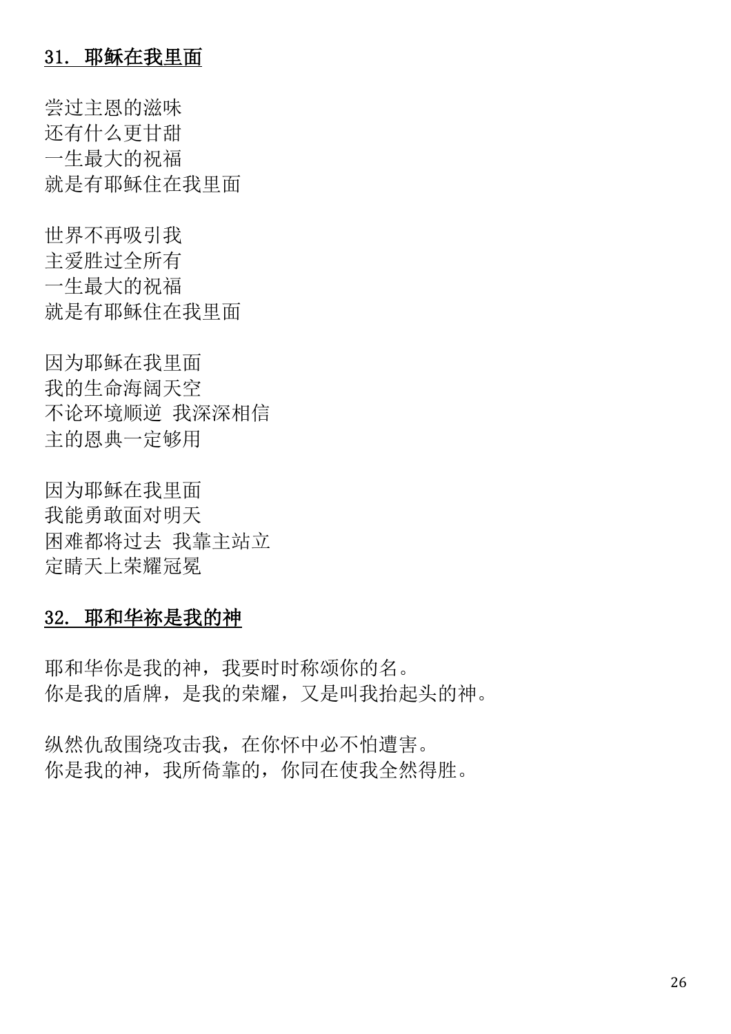## 31. 耶稣在我里面

尝过主恩的滋味
还有什么更甘甜
一生最大的祝福
就是有耶稣住在我里面

世界不再吸引我
主爱胜过全所有
一生最大的祝福
就是有耶稣住在我里面

因为耶稣在我里面
我的生命海阔天空
不论环境顺逆 我深深相信
主的恩典一定够用

因为耶稣在我里面
我能勇敢面对明天
困难都将过去 我靠主站立
定睛天上荣耀冠冕

## 32. 耶和华祢是我的神

耶和华你是我的神，我要时时称颂你的名。
你是我的盾牌，是我的荣耀，又是叫我抬起头的神。

纵然仇敌围绕攻击我，在你怀中必不怕遭害。
你是我的神，我所倚靠的，你同在使我全然得胜。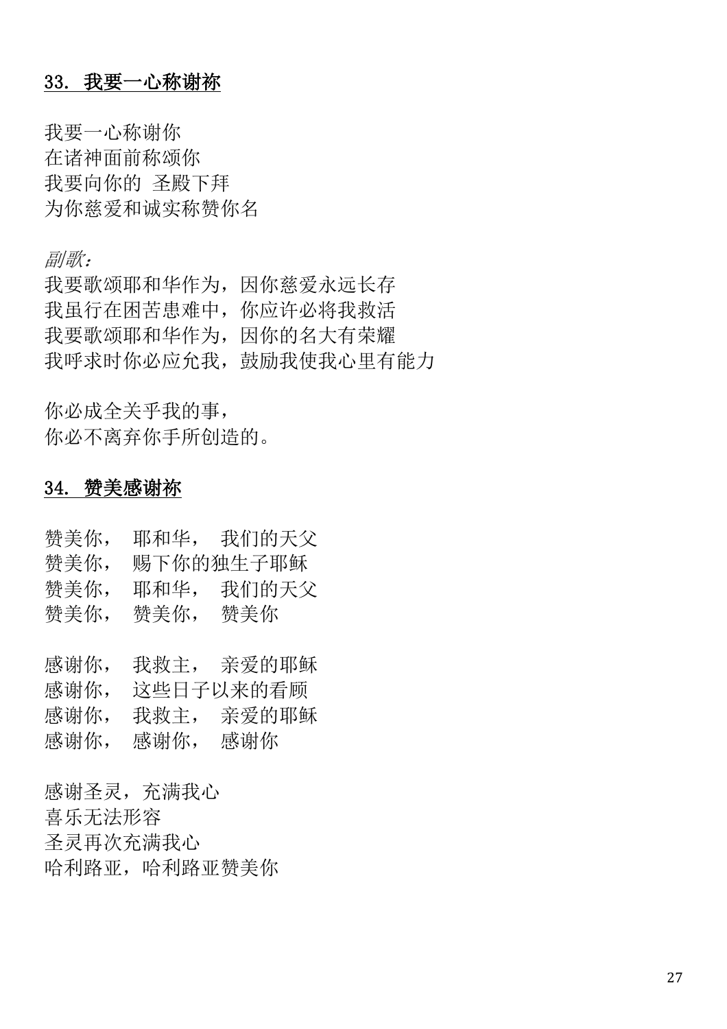## 33. 我要一心称谢祢

我要一心称谢你
在诸神面前称颂你
我要向你的 圣殿下拜
为你慈爱和诚实称赞你名

*副歌：*
我要歌颂耶和华作为，因你慈爱永远长存
我虽行在困苦患难中，你应许必将我救活
我要歌颂耶和华作为，因你的名大有荣耀
我呼求时你必应允我，鼓励我使我心里有能力

你必成全关乎我的事，
你必不离弃你手所创造的。

## 34. 赞美感谢祢

赞美你， 耶和华， 我们的天父
赞美你， 赐下你的独生子耶稣
赞美你， 耶和华， 我们的天父
赞美你， 赞美你， 赞美你

感谢你， 我救主， 亲爱的耶稣
感谢你， 这些日子以来的看顾
感谢你， 我救主， 亲爱的耶稣
感谢你， 感谢你， 感谢你

感谢圣灵，充满我心
喜乐无法形容
圣灵再次充满我心
哈利路亚，哈利路亚赞美你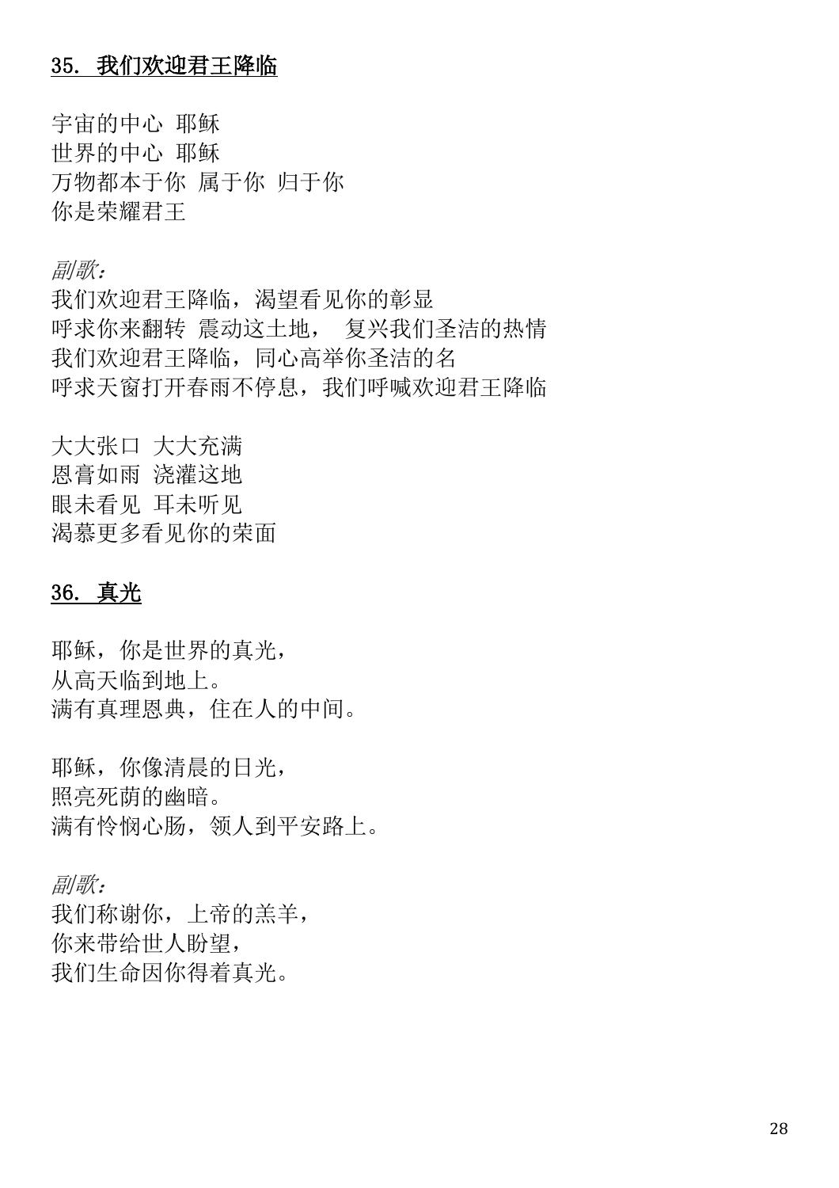## 35. 我们欢迎君王降临

宇宙的中心 耶稣  
世界的中心 耶稣  
万物都本于你 属于你 归于你  
你是荣耀君王

*副歌：*  
我们欢迎君王降临，渴望看见你的彰显  
呼求你来翻转 震动这土地， 复兴我们圣洁的热情  
我们欢迎君王降临，同心高举你圣洁的名  
呼求天窗打开春雨不停息，我们呼喊欢迎君王降临

大大张口 大大充满  
恩膏如雨 浇灌这地  
眼未看见 耳未听见  
渴慕更多看见你的荣面

## 36. 真光

耶稣，你是世界的真光，  
从高天临到地上。  
满有真理恩典，住在人的中间。

耶稣，你像清晨的日光，  
照亮死荫的幽暗。  
满有怜悯心肠，领人到平安路上。

*副歌：*  
我们称谢你，上帝的羔羊，  
你来带给世人盼望，  
我们生命因你得着真光。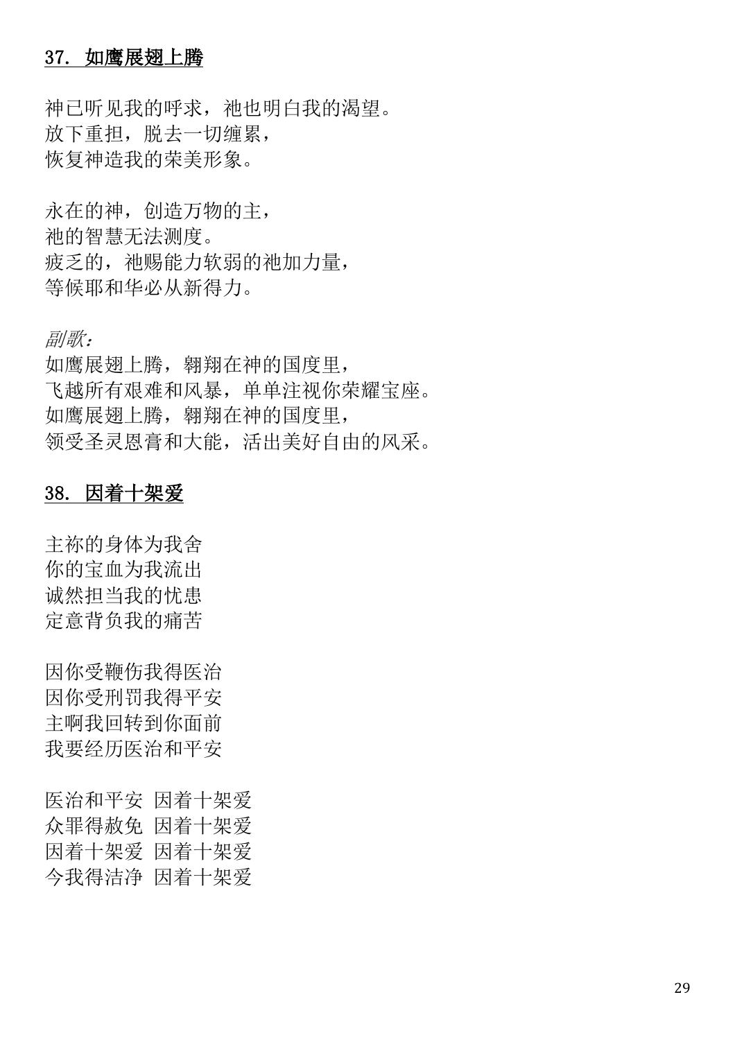## 37. 如鹰展翅上腾

神已听见我的呼求，祂也明白我的渴望。
放下重担，脱去一切缠累，
恢复神造我的荣美形象。

永在的神，创造万物的主，
祂的智慧无法测度。
疲乏的，祂赐能力软弱的祂加力量，
等候耶和华必从新得力。

*副歌：*
如鹰展翅上腾，翱翔在神的国度里，
飞越所有艰难和风暴，单单注视你荣耀宝座。
如鹰展翅上腾，翱翔在神的国度里，
领受圣灵恩膏和大能，活出美好自由的风采。

## 38. 因着十架爱

主祢的身体为我舍
你的宝血为我流出
诚然担当我的忧患
定意背负我的痛苦

因你受鞭伤我得医治
因你受刑罚我得平安
主啊我回转到你面前
我要经历医治和平安

医治和平安 因着十架爱
众罪得赦免 因着十架爱
因着十架爱 因着十架爱
今我得洁净 因着十架爱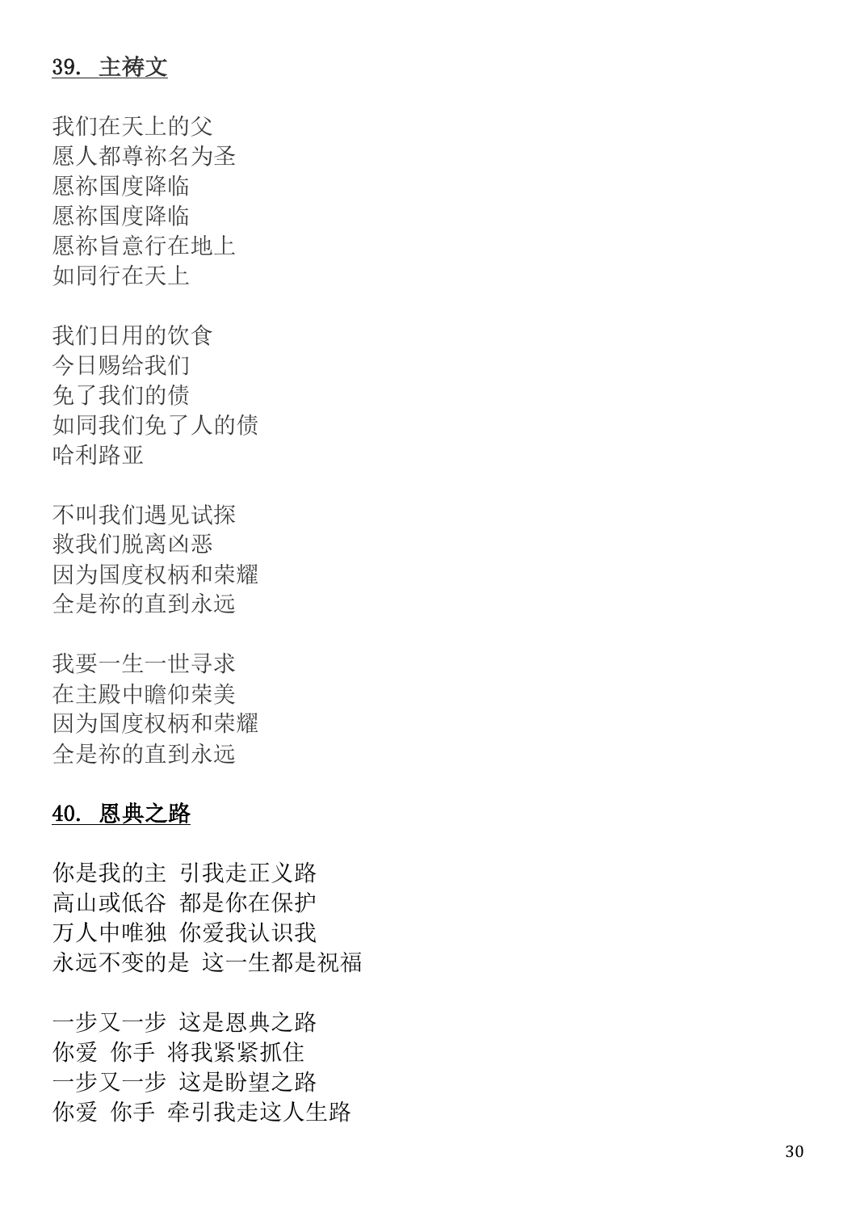## 39. 主祷文

我们在天上的父
愿人都尊祢名为圣
愿祢国度降临
愿祢国度降临
愿祢旨意行在地上
如同行在天上

我们日用的饮食
今日赐给我们
免了我们的债
如同我们免了人的债
哈利路亚

不叫我们遇见试探
救我们脱离凶恶
因为国度权柄和荣耀
全是祢的直到永远

我要一生一世寻求
在主殿中瞻仰荣美
因为国度权柄和荣耀
全是祢的直到永远

## 40. 恩典之路

你是我的主 引我走正义路
高山或低谷 都是你在保护
万人中唯独 你爱我认识我
永远不变的是 这一生都是祝福

一步又一步 这是恩典之路
你爱 你手 将我紧紧抓住
一步又一步 这是盼望之路
你爱 你手 牵引我走这人生路